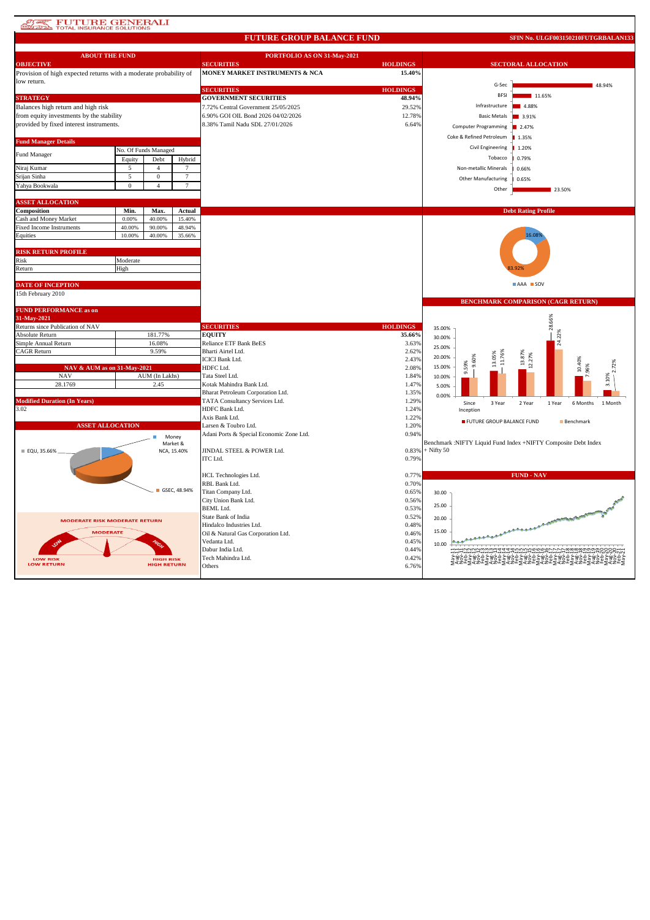# FUTURE GENERALI TOTAL INSURANCE SOLUTIONS

## FUTURE GROUP BALANCE FUND

SFIN No. ULGF003150210FUTGRBALAN133

### ABOUT THE FUND

**OBJECTIVE**

Provision of high expected returns with a moderate probability of low return.

**STRATEGY**

Balances high return and high risk from equity investments by the stability provided by fixed interest instruments.

**Fund Manager Details**

| Fund Manager | No. Of Funds Managed | | |
|---|---|---|---|
| | Equity | Debt | Hybrid |
| Niraj Kumar | 5 | 4 | 7 |
| Srijan Sinha | 5 | 0 | 7 |
| Yahya Bookwala | 0 | 4 | 7 |

**ASSET ALLOCATION**

| Composition | Min. | Max. | Actual |
|---|---|---|---|
| Cash and Money Market | 0.00% | 40.00% | 15.40% |
| Fixed Income Instruments | 40.00% | 90.00% | 48.94% |
| Equities | 10.00% | 40.00% | 35.66% |

**RISK RETURN PROFILE**

| Risk | Moderate |
|---|---|
| Return | High |

**DATE OF INCEPTION**

15th February 2010

**FUND PERFORMANCE as on 31-May-2021**

| Returns since Publication of NAV | |
|---|---|
| Absolute Return | 181.77% |
| Simple Annual Return | 16.08% |
| CAGR Return | 9.59% |

**NAV & AUM as on 31-May-2021**

| NAV | AUM (In Lakhs) |
|---|---|
| 28.1769 | 2.45 |

**Modified Duration (In Years)**

3.02

**ASSET ALLOCATION**

EQU, 35.66%; Money Market & NCA, 15.40%; GSEC, 48.94%

MODERATE RISK MODERATE RETURN

### PORTFOLIO AS ON 31-May-2021

| SECURITIES | HOLDINGS |
|---|---|
| **MONEY MARKET INSTRUMENTS & NCA** | **15.40%** |

| SECURITIES | HOLDINGS |
|---|---|
| **GOVERNMENT SECURITIES** | **48.94%** |
| 7.72% Central Government 25/05/2025 | 29.52% |
| 6.90% GOI OIL Bond 2026 04/02/2026 | 12.78% |
| 8.38% Tamil Nadu SDL 27/01/2026 | 6.64% |

| SECURITIES | HOLDINGS |
|---|---|
| **EQUITY** | **35.66%** |
| Reliance ETF Bank BeES | 3.63% |
| Bharti Airtel Ltd. | 2.62% |
| ICICI Bank Ltd. | 2.43% |
| HDFC Ltd. | 2.08% |
| Tata Steel Ltd. | 1.84% |
| Kotak Mahindra Bank Ltd. | 1.47% |
| Bharat Petroleum Corporation Ltd. | 1.35% |
| TATA Consultancy Services Ltd. | 1.29% |
| HDFC Bank Ltd. | 1.24% |
| Axis Bank Ltd. | 1.22% |
| Larsen & Toubro Ltd. | 1.20% |
| Adani Ports & Special Economic Zone Ltd. | 0.94% |
| JINDAL STEEL & POWER Ltd. | 0.83% |
| ITC Ltd. | 0.79% |
| HCL Technologies Ltd. | 0.77% |
| RBL Bank Ltd. | 0.70% |
| Titan Company Ltd. | 0.65% |
| City Union Bank Ltd. | 0.56% |
| BEML Ltd. | 0.53% |
| State Bank of India | 0.52% |
| Hindalco Industries Ltd. | 0.48% |
| Oil & Natural Gas Corporation Ltd. | 0.46% |
| Vedanta Ltd. | 0.45% |
| Dabur India Ltd. | 0.44% |
| Tech Mahindra Ltd. | 0.42% |
| Others | 6.76% |

### SECTORAL ALLOCATION

| Sector | Allocation |
|---|---|
| G-Sec | 48.94% |
| BFSI | 11.65% |
| Infrastructure | 4.88% |
| Basic Metals | 3.91% |
| Computer Programming | 2.47% |
| Coke & Refined Petroleum | 1.35% |
| Civil Engineering | 1.20% |
| Tobacco | 0.79% |
| Non-metallic Minerals | 0.66% |
| Other Manufacturing | 0.65% |
| Other | 23.50% |

### Debt Rating Profile

AAA: 16.08%; SOV: 83.92%

### BENCHMARK COMPARISON (CAGR RETURN)

| | Since Inception | 3 Year | 2 Year | 1 Year | 6 Months | 1 Month |
|---|---|---|---|---|---|---|
| FUTURE GROUP BALANCE FUND | 9.59% | 13.05% | 13.87% | 28.66% | 10.40% | 3.10% |
| Benchmark | 9.60% | 11.76% | 12.27% | 24.22% | 7.96% | 2.72% |

Benchmark :NIFTY Liquid Fund Index +NIFTY Composite Debt Index + Nifty 50

### FUND - NAV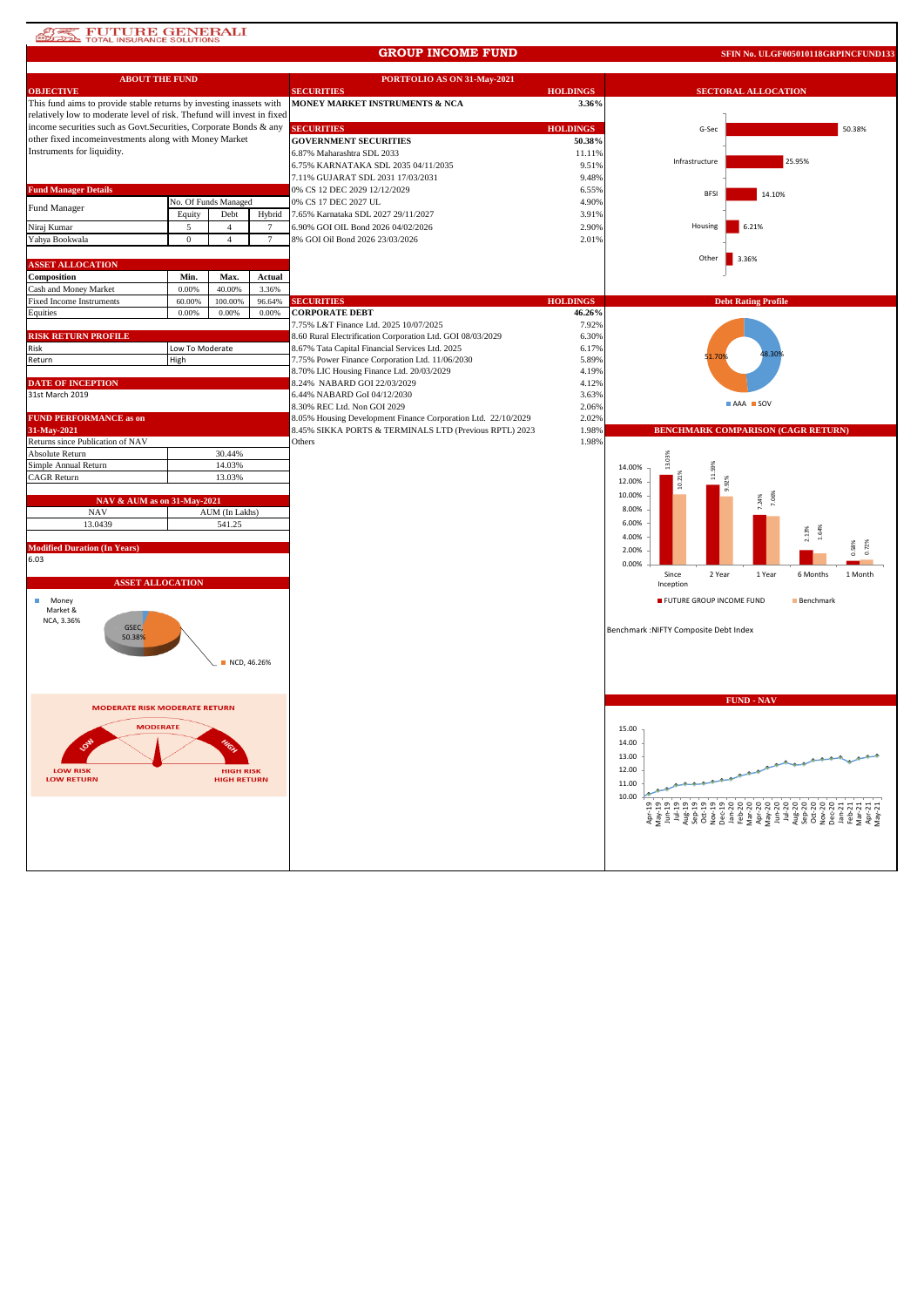FUTURE GENERALI
TOTAL INSURANCE SOLUTIONS

# GROUP INCOME FUND

SFIN No. ULGF005010118GRPINCFUND133

## ABOUT THE FUND

### OBJECTIVE

This fund aims to provide stable returns by investing inassets with relatively low to moderate level of risk. Thefund will invest in fixed income securities such as Govt.Securities, Corporate Bonds & any other fixed incomeinvestments along with Money Market Instruments for liquidity.

### Fund Manager Details

| Fund Manager | No. Of Funds Managed | | |
|---|---|---|---|
| | Equity | Debt | Hybrid |
| Niraj Kumar | 5 | 4 | 7 |
| Yahya Bookwala | 0 | 4 | 7 |

### ASSET ALLOCATION

| Composition | Min. | Max. | Actual |
|---|---|---|---|
| Cash and Money Market | 0.00% | 40.00% | 3.36% |
| Fixed Income Instruments | 60.00% | 100.00% | 96.64% |
| Equities | 0.00% | 0.00% | 0.00% |

### RISK RETURN PROFILE

| | |
|---|---|
| Risk | Low To Moderate |
| Return | High |

### DATE OF INCEPTION

31st March 2019

### FUND PERFORMANCE as on 31-May-2021

| Returns since Publication of NAV | |
|---|---|
| Absolute Return | 30.44% |
| Simple Annual Return | 14.03% |
| CAGR Return | 13.03% |

### NAV & AUM as on 31-May-2021

| NAV | AUM (In Lakhs) |
|---|---|
| 13.0439 | 541.25 |

### Modified Duration (In Years)

6.03

### ASSET ALLOCATION

Money Market & NCA, 3.36%; GSEC, 50.38%; NCD, 46.26%

MODERATE RISK MODERATE RETURN

## PORTFOLIO AS ON 31-May-2021

| SECURITIES | HOLDINGS |
|---|---|
| **MONEY MARKET INSTRUMENTS & NCA** | **3.36%** |

| SECURITIES | HOLDINGS |
|---|---|
| **GOVERNMENT SECURITIES** | **50.38%** |
| 6.87% Maharashtra SDL 2033 | 11.11% |
| 6.75% KARNATAKA SDL 2035 04/11/2035 | 9.51% |
| 7.11% GUJARAT SDL 2031 17/03/2031 | 9.48% |
| 0% CS 12 DEC 2029 12/12/2029 | 6.55% |
| 0% CS 17 DEC 2027 UL | 4.90% |
| 7.65% Karnataka SDL 2027 29/11/2027 | 3.91% |
| 6.90% GOI OIL Bond 2026 04/02/2026 | 2.90% |
| 8% GOI Oil Bond 2026 23/03/2026 | 2.01% |

| SECURITIES | HOLDINGS |
|---|---|
| **CORPORATE DEBT** | **46.26%** |
| 7.75% L&T Finance Ltd. 2025 10/07/2025 | 7.92% |
| 8.60 Rural Electrification Corporation Ltd. GOI 08/03/2029 | 6.30% |
| 8.67% Tata Capital Financial Services Ltd. 2025 | 6.17% |
| 7.75% Power Finance Corporation Ltd. 11/06/2030 | 5.89% |
| 8.70% LIC Housing Finance Ltd. 20/03/2029 | 4.19% |
| 8.24% NABARD GOI 22/03/2029 | 4.12% |
| 6.44% NABARD GoI 04/12/2030 | 3.63% |
| 8.30% REC Ltd. Non GOI 2029 | 2.06% |
| 8.05% Housing Development Finance Corporation Ltd. 22/10/2029 | 2.02% |
| 8.45% SIKKA PORTS & TERMINALS LTD (Previous RPTL) 2023 | 1.98% |
| Others | 1.98% |

## SECTORAL ALLOCATION

| Sector | Allocation |
|---|---|
| G-Sec | 50.38% |
| Infrastructure | 25.95% |
| BFSI | 14.10% |
| Housing | 6.21% |
| Other | 3.36% |

## Debt Rating Profile

| Rating | % |
|---|---|
| AAA | 51.70% |
| SOV | 48.30% |

## BENCHMARK COMPARISON (CAGR RETURN)

| Period | FUTURE GROUP INCOME FUND | Benchmark |
|---|---|---|
| Since Inception | 13.03% | 10.21% |
| 2 Year | 11.99% | 9.92% |
| 1 Year | 7.24% | 7.08% |
| 6 Months | 2.13% | 1.64% |
| 1 Month | 0.58% | 0.72% |

Benchmark :NIFTY Composite Debt Index

## FUND - NAV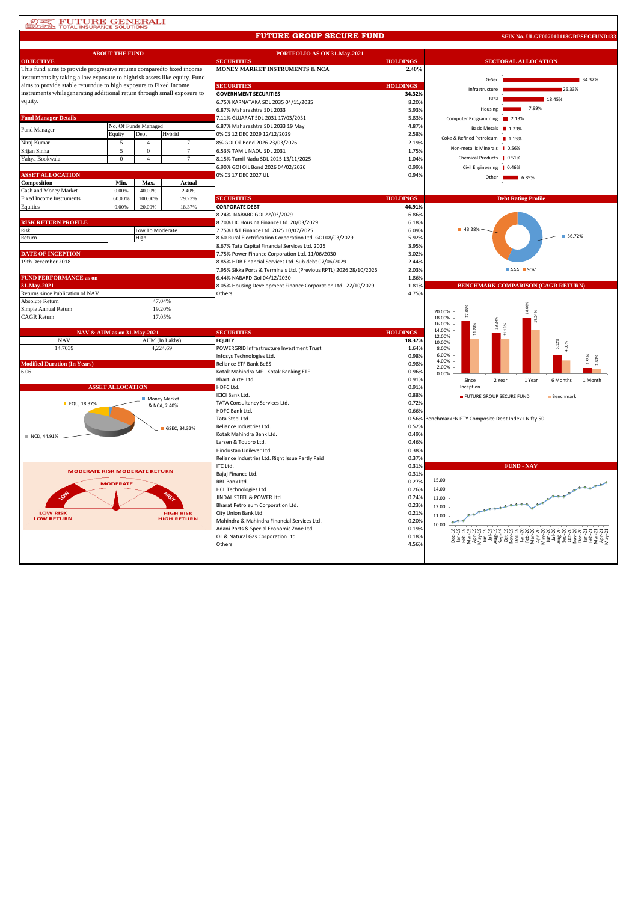# FUTURE GROUP SECURE FUND

SFIN No. ULGF007010118GRPSECFUND133

## ABOUT THE FUND

### OBJECTIVE

This fund aims to provide progressive returns comparedto fixed income instruments by taking a low exposure to highrisk assets like equity. Fund aims to provide stable returndue to high exposure to Fixed Income instruments whilegenerating additional return through small exposure to equity.

### Fund Manager Details

| Fund Manager | No. Of Funds Managed | | |
|---|---|---|---|
| | Equity | Debt | Hybrid |
| Niraj Kumar | 5 | 4 | 7 |
| Srijan Sinha | 5 | 0 | 7 |
| Yahya Bookwala | 0 | 4 | 7 |

### ASSET ALLOCATION

| Composition | Min. | Max. | Actual |
|---|---|---|---|
| Cash and Money Market | 0.00% | 40.00% | 2.40% |
| Fixed Income Instruments | 60.00% | 100.00% | 79.23% |
| Equities | 0.00% | 20.00% | 18.37% |

### RISK RETURN PROFILE

| | |
|---|---|
| Risk | Low To Moderate |
| Return | High |

### DATE OF INCEPTION

19th December 2018

### FUND PERFORMANCE as on 31-May-2021

| Returns since Publication of NAV | |
|---|---|
| Absolute Return | 47.04% |
| Simple Annual Return | 19.20% |
| CAGR Return | 17.05% |

### NAV & AUM as on 31-May-2021

| NAV | AUM (In Lakhs) |
|---|---|
| 14.7039 | 4,224.69 |

### Modified Duration (In Years)

6.06

### ASSET ALLOCATION

| Asset | Allocation |
|---|---|
| EQU | 18.37% |
| Money Market & NCA | 2.40% |
| GSEC | 34.32% |
| NCD | 44.91% |

MODERATE RISK MODERATE RETURN

LOW RISK LOW RETURN — MODERATE — HIGH RISK HIGH RETURN

## PORTFOLIO AS ON 31-May-2021

| SECURITIES | HOLDINGS |
|---|---|
| **MONEY MARKET INSTRUMENTS & NCA** | **2.40%** |

| SECURITIES | HOLDINGS |
|---|---|
| **GOVERNMENT SECURITIES** | **34.32%** |
| 6.75% KARNATAKA SDL 2035 04/11/2035 | 8.20% |
| 6.87% Maharashtra SDL 2033 | 5.93% |
| 7.11% GUJARAT SDL 2031 17/03/2031 | 5.83% |
| 6.87% Maharashtra SDL 2033 19 May | 4.87% |
| 0% CS 12 DEC 2029 12/12/2029 | 2.58% |
| 8% GOI Oil Bond 2026 23/03/2026 | 2.19% |
| 6.53% TAMIL NADU SDL 2031 | 1.75% |
| 8.15% Tamil Nadu SDL 2025 13/11/2025 | 1.04% |
| 6.90% GOI OIL Bond 2026 04/02/2026 | 0.99% |
| 0% CS 17 DEC 2027 UL | 0.94% |

| SECURITIES | HOLDINGS |
|---|---|
| **CORPORATE DEBT** | **44.91%** |
| 8.24% NABARD GOI 22/03/2029 | 6.86% |
| 8.70% LIC Housing Finance Ltd. 20/03/2029 | 6.18% |
| 7.75% L&T Finance Ltd. 2025 10/07/2025 | 6.09% |
| 8.60 Rural Electrification Corporation Ltd. GOI 08/03/2029 | 5.92% |
| 8.67% Tata Capital Financial Services Ltd. 2025 | 3.95% |
| 7.75% Power Finance Corporation Ltd. 11/06/2030 | 3.02% |
| 8.85% HDB Financial Services Ltd. Sub debt 07/06/2029 | 2.44% |
| 7.95% Sikka Ports & Terminals Ltd. (Previous RPTL) 2026 28/10/2026 | 2.03% |
| 6.44% NABARD GoI 04/12/2030 | 1.86% |
| 8.05% Housing Development Finance Corporation Ltd. 22/10/2029 | 1.81% |
| Others | 4.75% |

| SECURITIES | HOLDINGS |
|---|---|
| **EQUITY** | **18.37%** |
| POWERGRID Infrastructure Investment Trust | 1.64% |
| Infosys Technologies Ltd. | 0.98% |
| Reliance ETF Bank BeES | 0.98% |
| Kotak Mahindra MF - Kotak Banking ETF | 0.96% |
| Bharti Airtel Ltd. | 0.91% |
| HDFC Ltd. | 0.91% |
| ICICI Bank Ltd. | 0.88% |
| TATA Consultancy Services Ltd. | 0.72% |
| HDFC Bank Ltd. | 0.66% |
| Tata Steel Ltd. | 0.56% |
| Reliance Industries Ltd. | 0.52% |
| Kotak Mahindra Bank Ltd. | 0.49% |
| Larsen & Toubro Ltd. | 0.46% |
| Hindustan Unilever Ltd. | 0.38% |
| Reliance Industries Ltd. Right Issue Partly Paid | 0.37% |
| ITC Ltd. | 0.31% |
| Bajaj Finance Ltd. | 0.31% |
| RBL Bank Ltd. | 0.27% |
| HCL Technologies Ltd. | 0.26% |
| JINDAL STEEL & POWER Ltd. | 0.24% |
| Bharat Petroleum Corporation Ltd. | 0.23% |
| City Union Bank Ltd. | 0.21% |
| Mahindra & Mahindra Financial Services Ltd. | 0.20% |
| Adani Ports & Special Economic Zone Ltd. | 0.19% |
| Oil & Natural Gas Corporation Ltd. | 0.18% |
| Others | 4.56% |

## SECTORAL ALLOCATION

| Sector | Allocation |
|---|---|
| G-Sec | 34.32% |
| Infrastructure | 26.33% |
| BFSI | 18.45% |
| Housing | 7.99% |
| Computer Programming | 2.13% |
| Basic Metals | 1.23% |
| Coke & Refined Petroleum | 1.13% |
| Non-metallic Minerals | 0.56% |
| Chemical Products | 0.51% |
| Civil Engineering | 0.46% |
| Other | 6.89% |

## Debt Rating Profile

| Rating | Share |
|---|---|
| AAA | 43.28% |
| SOV | 56.72% |

## BENCHMARK COMPARISON (CAGR RETURN)

| | Since Inception | 2 Year | 1 Year | 6 Months | 1 Month |
|---|---|---|---|---|---|
| FUTURE GROUP SECURE FUND | 17.05% | 13.24% | 18.09% | 6.12% | 1.83% |
| Benchmark | 11.28% | 11.18% | 14.24% | 4.33% | 1.59% |

Benchmark :NIFTY Composite Debt Index+ Nifty 50

## FUND - NAV

Dec-18 to May-21 (NAV range 10.00 – 15.00)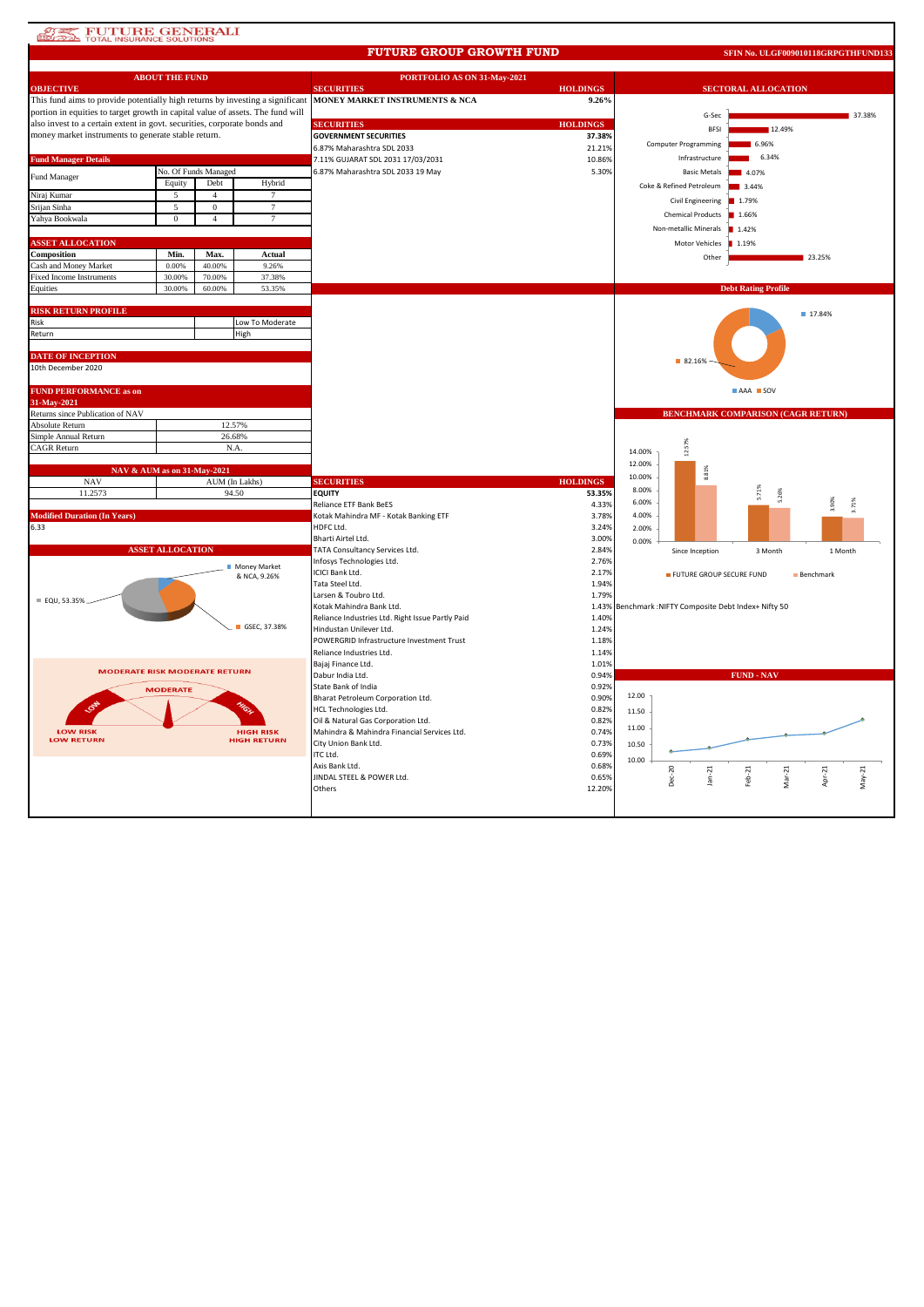FUTURE GENERALI TOTAL INSURANCE SOLUTIONS

# FUTURE GROUP GROWTH FUND

SFIN No. ULGF009010118GRPGTHFUND133

## ABOUT THE FUND

**OBJECTIVE**

This fund aims to provide potentially high returns by investing a significant portion in equities to target growth in capital value of assets. The fund will also invest to a certain extent in govt. securities, corporate bonds and money market instruments to generate stable return.

**Fund Manager Details**

| Fund Manager | No. Of Funds Managed | | |
|---|---|---|---|
| | Equity | Debt | Hybrid |
| Niraj Kumar | 5 | 4 | 7 |
| Srijan Sinha | 5 | 0 | 7 |
| Yahya Bookwala | 0 | 4 | 7 |

**ASSET ALLOCATION**

| Composition | Min. | Max. | Actual |
|---|---|---|---|
| Cash and Money Market | 0.00% | 40.00% | 9.26% |
| Fixed Income Instruments | 30.00% | 70.00% | 37.38% |
| Equities | 30.00% | 60.00% | 53.35% |

**RISK RETURN PROFILE**

| | |
|---|---|
| Risk | Low To Moderate |
| Return | High |

**DATE OF INCEPTION**

10th December 2020

**FUND PERFORMANCE as on 31-May-2021**

| Returns since Publication of NAV | |
|---|---|
| Absolute Return | 12.57% |
| Simple Annual Return | 26.68% |
| CAGR Return | N.A. |

**NAV & AUM as on 31-May-2021**

| NAV | AUM (In Lakhs) |
|---|---|
| 11.2573 | 94.50 |

**Modified Duration (In Years)**

6.33

**ASSET ALLOCATION**

Money Market & NCA, 9.26%
EQU, 53.35%
GSEC, 37.38%

MODERATE RISK MODERATE RETURN
MODERATE
LOW
HIGH
LOW RISK LOW RETURN
HIGH RISK HIGH RETURN

## PORTFOLIO AS ON 31-May-2021

| SECURITIES | HOLDINGS |
|---|---|
| **MONEY MARKET INSTRUMENTS & NCA** | **9.26%** |

| SECURITIES | HOLDINGS |
|---|---|
| **GOVERNMENT SECURITIES** | **37.38%** |
| 6.87% Maharashtra SDL 2033 | 21.21% |
| 7.11% GUJARAT SDL 2031 17/03/2031 | 10.86% |
| 6.87% Maharashtra SDL 2033 19 May | 5.30% |

| SECURITIES | HOLDINGS |
|---|---|
| **EQUITY** | **53.35%** |
| Reliance ETF Bank BeES | 4.33% |
| Kotak Mahindra MF - Kotak Banking ETF | 3.78% |
| HDFC Ltd. | 3.24% |
| Bharti Airtel Ltd. | 3.00% |
| TATA Consultancy Services Ltd. | 2.84% |
| Infosys Technologies Ltd. | 2.76% |
| ICICI Bank Ltd. | 2.17% |
| Tata Steel Ltd. | 1.94% |
| Larsen & Toubro Ltd. | 1.79% |
| Kotak Mahindra Bank Ltd. | 1.43% |
| Reliance Industries Ltd. Right Issue Partly Paid | 1.40% |
| Hindustan Unilever Ltd. | 1.24% |
| POWERGRID Infrastructure Investment Trust | 1.18% |
| Reliance Industries Ltd. | 1.14% |
| Bajaj Finance Ltd. | 1.01% |
| Dabur India Ltd. | 0.94% |
| State Bank of India | 0.92% |
| Bharat Petroleum Corporation Ltd. | 0.90% |
| HCL Technologies Ltd. | 0.82% |
| Oil & Natural Gas Corporation Ltd. | 0.82% |
| Mahindra & Mahindra Financial Services Ltd. | 0.74% |
| City Union Bank Ltd. | 0.73% |
| ITC Ltd. | 0.69% |
| Axis Bank Ltd. | 0.68% |
| JINDAL STEEL & POWER Ltd. | 0.65% |
| Others | 12.20% |

## SECTORAL ALLOCATION

G-Sec 37.38%
BFSI 12.49%
Computer Programming 6.96%
Infrastructure 6.34%
Basic Metals 4.07%
Coke & Refined Petroleum 3.44%
Civil Engineering 1.79%
Chemical Products 1.66%
Non-metallic Minerals 1.42%
Motor Vehicles 1.19%
Other 23.25%

## Debt Rating Profile

17.84%
82.16%
AAA SOV

## BENCHMARK COMPARISON (CAGR RETURN)

14.00% 12.00% 10.00% 8.00% 6.00% 4.00% 2.00% 0.00%
Since Inception: 12.57% 8.81%
3 Month: 5.71% 5.26%
1 Month: 3.90% 3.71%
FUTURE GROUP SECURE FUND
Benchmark

Benchmark :NIFTY Composite Debt Index+ Nifty 50

## FUND - NAV

12.00 11.50 11.00 10.50 10.00
Dec-20 Jan-21 Feb-21 Mar-21 Apr-21 May-21